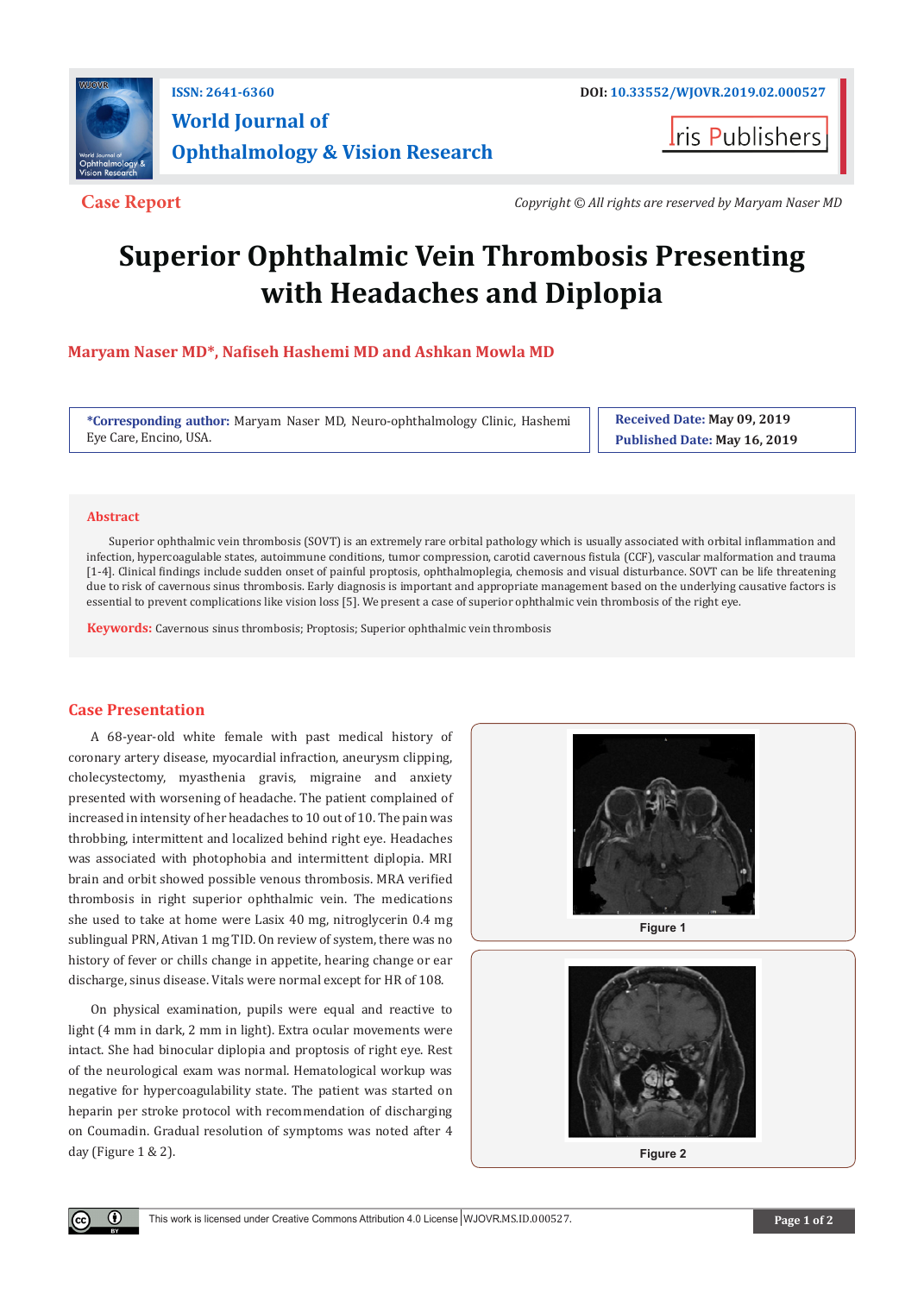ISSN: 2641-6360

DOI: 10.33552/WJOVR.2019.02.000527

**World Journal of Ophthalmology & Vision Research**

Iris Publishers

**Case Report**

*Copyright © All rights are reserved by Maryam Naser MD*

# Superior Ophthalmic Vein Thrombosis Presenting with Headaches and Diplopia

**Maryam Naser MD\*, Nafiseh Hashemi MD and Ashkan Mowla MD**

**\*Corresponding author:** Maryam Naser MD, Neuro-ophthalmology Clinic, Hashemi Eye Care, Encino, USA.

**Received Date:** May 09, 2019
**Published Date:** May 16, 2019

## Abstract

Superior ophthalmic vein thrombosis (SOVT) is an extremely rare orbital pathology which is usually associated with orbital inflammation and infection, hypercoagulable states, autoimmune conditions, tumor compression, carotid cavernous fistula (CCF), vascular malformation and trauma [1-4]. Clinical findings include sudden onset of painful proptosis, ophthalmoplegia, chemosis and visual disturbance. SOVT can be life threatening due to risk of cavernous sinus thrombosis. Early diagnosis is important and appropriate management based on the underlying causative factors is essential to prevent complications like vision loss [5]. We present a case of superior ophthalmic vein thrombosis of the right eye.

**Keywords:** Cavernous sinus thrombosis; Proptosis; Superior ophthalmic vein thrombosis

## Case Presentation

A 68-year-old white female with past medical history of coronary artery disease, myocardial infraction, aneurysm clipping, cholecystectomy, myasthenia gravis, migraine and anxiety presented with worsening of headache. The patient complained of increased in intensity of her headaches to 10 out of 10. The pain was throbbing, intermittent and localized behind right eye. Headaches was associated with photophobia and intermittent diplopia. MRI brain and orbit showed possible venous thrombosis. MRA verified thrombosis in right superior ophthalmic vein. The medications she used to take at home were Lasix 40 mg, nitroglycerin 0.4 mg sublingual PRN, Ativan 1 mg TID. On review of system, there was no history of fever or chills change in appetite, hearing change or ear discharge, sinus disease. Vitals were normal except for HR of 108.

On physical examination, pupils were equal and reactive to light (4 mm in dark, 2 mm in light). Extra ocular movements were intact. She had binocular diplopia and proptosis of right eye. Rest of the neurological exam was normal. Hematological workup was negative for hypercoagulability state. The patient was started on heparin per stroke protocol with recommendation of discharging on Coumadin. Gradual resolution of symptoms was noted after 4 day (Figure 1 & 2).

Figure 1

Figure 2

This work is licensed under Creative Commons Attribution 4.0 License WJOVR.MS.ID.000527.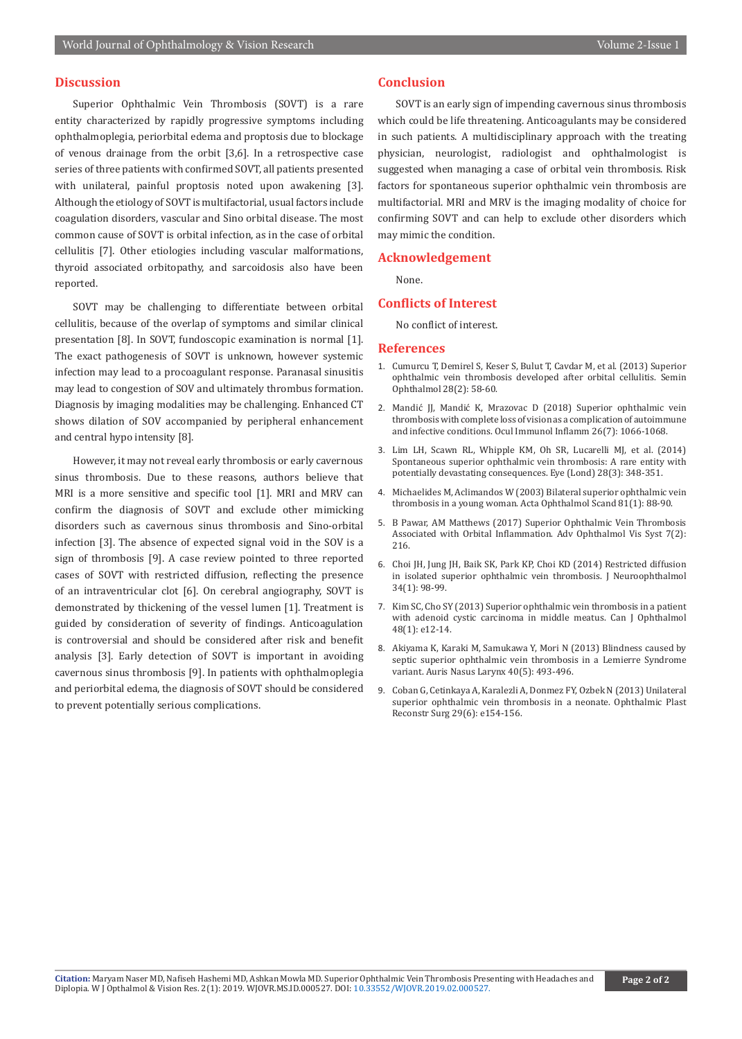## Discussion

Superior Ophthalmic Vein Thrombosis (SOVT) is a rare entity characterized by rapidly progressive symptoms including ophthalmoplegia, periorbital edema and proptosis due to blockage of venous drainage from the orbit [3,6]. In a retrospective case series of three patients with confirmed SOVT, all patients presented with unilateral, painful proptosis noted upon awakening [3]. Although the etiology of SOVT is multifactorial, usual factors include coagulation disorders, vascular and Sino orbital disease. The most common cause of SOVT is orbital infection, as in the case of orbital cellulitis [7]. Other etiologies including vascular malformations, thyroid associated orbitopathy, and sarcoidosis also have been reported.

SOVT may be challenging to differentiate between orbital cellulitis, because of the overlap of symptoms and similar clinical presentation [8]. In SOVT, fundoscopic examination is normal [1]. The exact pathogenesis of SOVT is unknown, however systemic infection may lead to a procoagulant response. Paranasal sinusitis may lead to congestion of SOV and ultimately thrombus formation. Diagnosis by imaging modalities may be challenging. Enhanced CT shows dilation of SOV accompanied by peripheral enhancement and central hypo intensity [8].

However, it may not reveal early thrombosis or early cavernous sinus thrombosis. Due to these reasons, authors believe that MRI is a more sensitive and specific tool [1]. MRI and MRV can confirm the diagnosis of SOVT and exclude other mimicking disorders such as cavernous sinus thrombosis and Sino-orbital infection [3]. The absence of expected signal void in the SOV is a sign of thrombosis [9]. A case review pointed to three reported cases of SOVT with restricted diffusion, reflecting the presence of an intraventricular clot [6]. On cerebral angiography, SOVT is demonstrated by thickening of the vessel lumen [1]. Treatment is guided by consideration of severity of findings. Anticoagulation is controversial and should be considered after risk and benefit analysis [3]. Early detection of SOVT is important in avoiding cavernous sinus thrombosis [9]. In patients with ophthalmoplegia and periorbital edema, the diagnosis of SOVT should be considered to prevent potentially serious complications.

## Conclusion

SOVT is an early sign of impending cavernous sinus thrombosis which could be life threatening. Anticoagulants may be considered in such patients. A multidisciplinary approach with the treating physician, neurologist, radiologist and ophthalmologist is suggested when managing a case of orbital vein thrombosis. Risk factors for spontaneous superior ophthalmic vein thrombosis are multifactorial. MRI and MRV is the imaging modality of choice for confirming SOVT and can help to exclude other disorders which may mimic the condition.

## Acknowledgement

None.

## Conflicts of Interest

No conflict of interest.

## References

1. Cumurcu T, Demirel S, Keser S, Bulut T, Cavdar M, et al. (2013) Superior ophthalmic vein thrombosis developed after orbital cellulitis. Semin Ophthalmol 28(2): 58-60.
2. Mandić JJ, Mandić K, Mrazovac D (2018) Superior ophthalmic vein thrombosis with complete loss of vision as a complication of autoimmune and infective conditions. Ocul Immunol Inflamm 26(7): 1066-1068.
3. Lim LH, Scawn RL, Whipple KM, Oh SR, Lucarelli MJ, et al. (2014) Spontaneous superior ophthalmic vein thrombosis: A rare entity with potentially devastating consequences. Eye (Lond) 28(3): 348-351.
4. Michaelides M, Aclimandos W (2003) Bilateral superior ophthalmic vein thrombosis in a young woman. Acta Ophthalmol Scand 81(1): 88-90.
5. B Pawar, AM Matthews (2017) Superior Ophthalmic Vein Thrombosis Associated with Orbital Inflammation. Adv Ophthalmol Vis Syst 7(2): 216.
6. Choi JH, Jung JH, Baik SK, Park KP, Choi KD (2014) Restricted diffusion in isolated superior ophthalmic vein thrombosis. J Neuroophthalmol 34(1): 98-99.
7. Kim SC, Cho SY (2013) Superior ophthalmic vein thrombosis in a patient with adenoid cystic carcinoma in middle meatus. Can J Ophthalmol 48(1): e12-14.
8. Akiyama K, Karaki M, Samukawa Y, Mori N (2013) Blindness caused by septic superior ophthalmic vein thrombosis in a Lemierre Syndrome variant. Auris Nasus Larynx 40(5): 493-496.
9. Coban G, Cetinkaya A, Karalezli A, Donmez FY, Ozbek N (2013) Unilateral superior ophthalmic vein thrombosis in a neonate. Ophthalmic Plast Reconstr Surg 29(6): e154-156.

**Citation:** Maryam Naser MD, Nafiseh Hashemi MD, Ashkan Mowla MD. Superior Ophthalmic Vein Thrombosis Presenting with Headaches and Diplopia. W J Opthalmol & Vision Res. 2(1): 2019. WJOVR.MS.ID.000527. DOI: 10.33552/WJOVR.2019.02.000527.